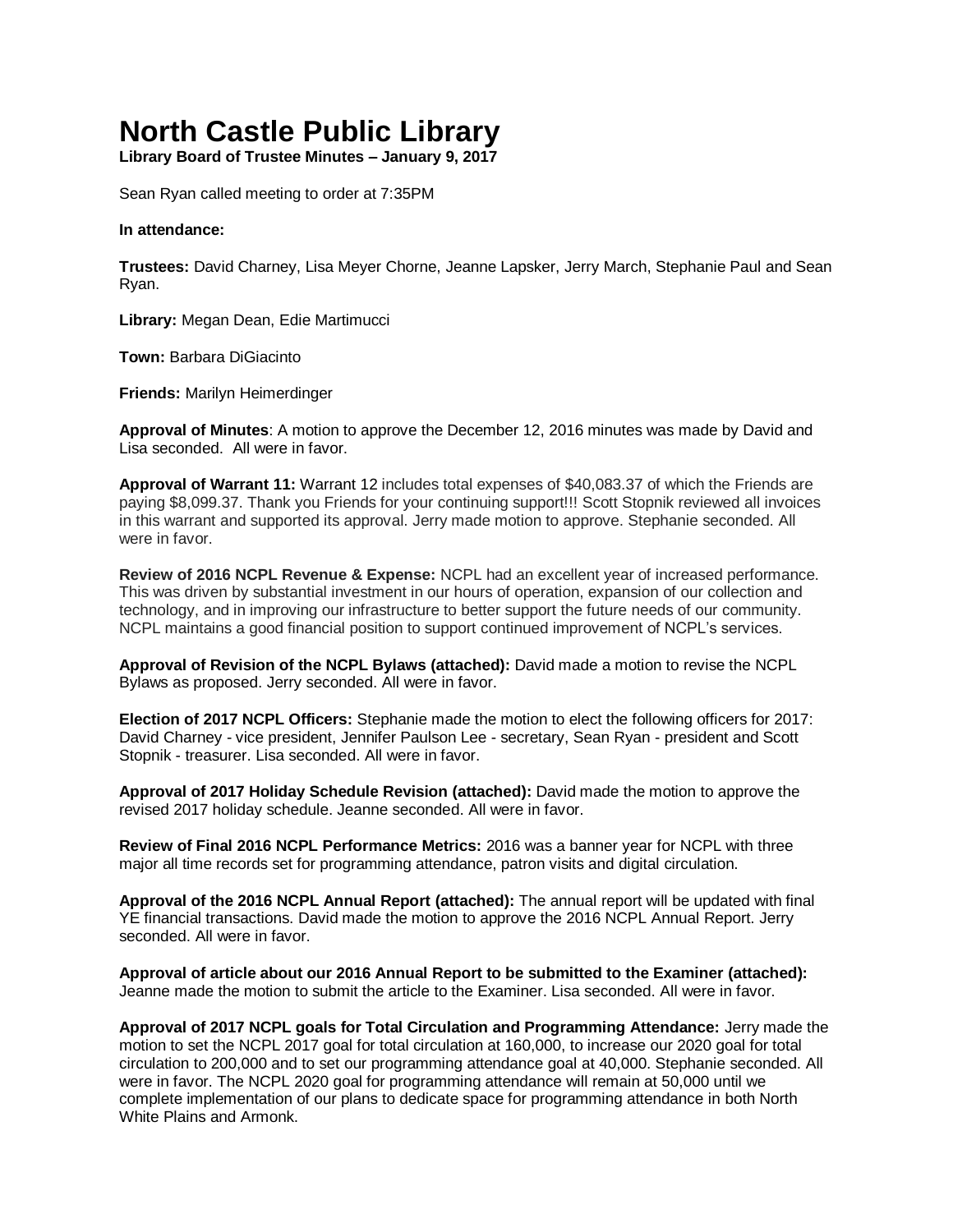# North Castle Public Library

**Library Board of Trustee Minutes – January 9, 2017**

Sean Ryan called meeting to order at 7:35PM

**In attendance:**

**Trustees:** David Charney, Lisa Meyer Chorne, Jeanne Lapsker, Jerry March, Stephanie Paul and Sean Ryan.

**Library:** Megan Dean, Edie Martimucci

**Town:** Barbara DiGiacinto

**Friends:** Marilyn Heimerdinger

**Approval of Minutes**: A motion to approve the December 12, 2016 minutes was made by David and Lisa seconded. All were in favor.

**Approval of Warrant 11:** Warrant 12 includes total expenses of $40,083.37 of which the Friends are paying $8,099.37. Thank you Friends for your continuing support!!! Scott Stopnik reviewed all invoices in this warrant and supported its approval. Jerry made motion to approve. Stephanie seconded. All were in favor.

**Review of 2016 NCPL Revenue & Expense:** NCPL had an excellent year of increased performance. This was driven by substantial investment in our hours of operation, expansion of our collection and technology, and in improving our infrastructure to better support the future needs of our community. NCPL maintains a good financial position to support continued improvement of NCPL's services.

**Approval of Revision of the NCPL Bylaws (attached):** David made a motion to revise the NCPL Bylaws as proposed. Jerry seconded. All were in favor.

**Election of 2017 NCPL Officers:** Stephanie made the motion to elect the following officers for 2017: David Charney - vice president, Jennifer Paulson Lee - secretary, Sean Ryan - president and Scott Stopnik - treasurer. Lisa seconded. All were in favor.

**Approval of 2017 Holiday Schedule Revision (attached):** David made the motion to approve the revised 2017 holiday schedule. Jeanne seconded. All were in favor.

**Review of Final 2016 NCPL Performance Metrics:** 2016 was a banner year for NCPL with three major all time records set for programming attendance, patron visits and digital circulation.

**Approval of the 2016 NCPL Annual Report (attached):** The annual report will be updated with final YE financial transactions. David made the motion to approve the 2016 NCPL Annual Report. Jerry seconded. All were in favor.

**Approval of article about our 2016 Annual Report to be submitted to the Examiner (attached):** Jeanne made the motion to submit the article to the Examiner. Lisa seconded. All were in favor.

**Approval of 2017 NCPL goals for Total Circulation and Programming Attendance:** Jerry made the motion to set the NCPL 2017 goal for total circulation at 160,000, to increase our 2020 goal for total circulation to 200,000 and to set our programming attendance goal at 40,000. Stephanie seconded. All were in favor. The NCPL 2020 goal for programming attendance will remain at 50,000 until we complete implementation of our plans to dedicate space for programming attendance in both North White Plains and Armonk.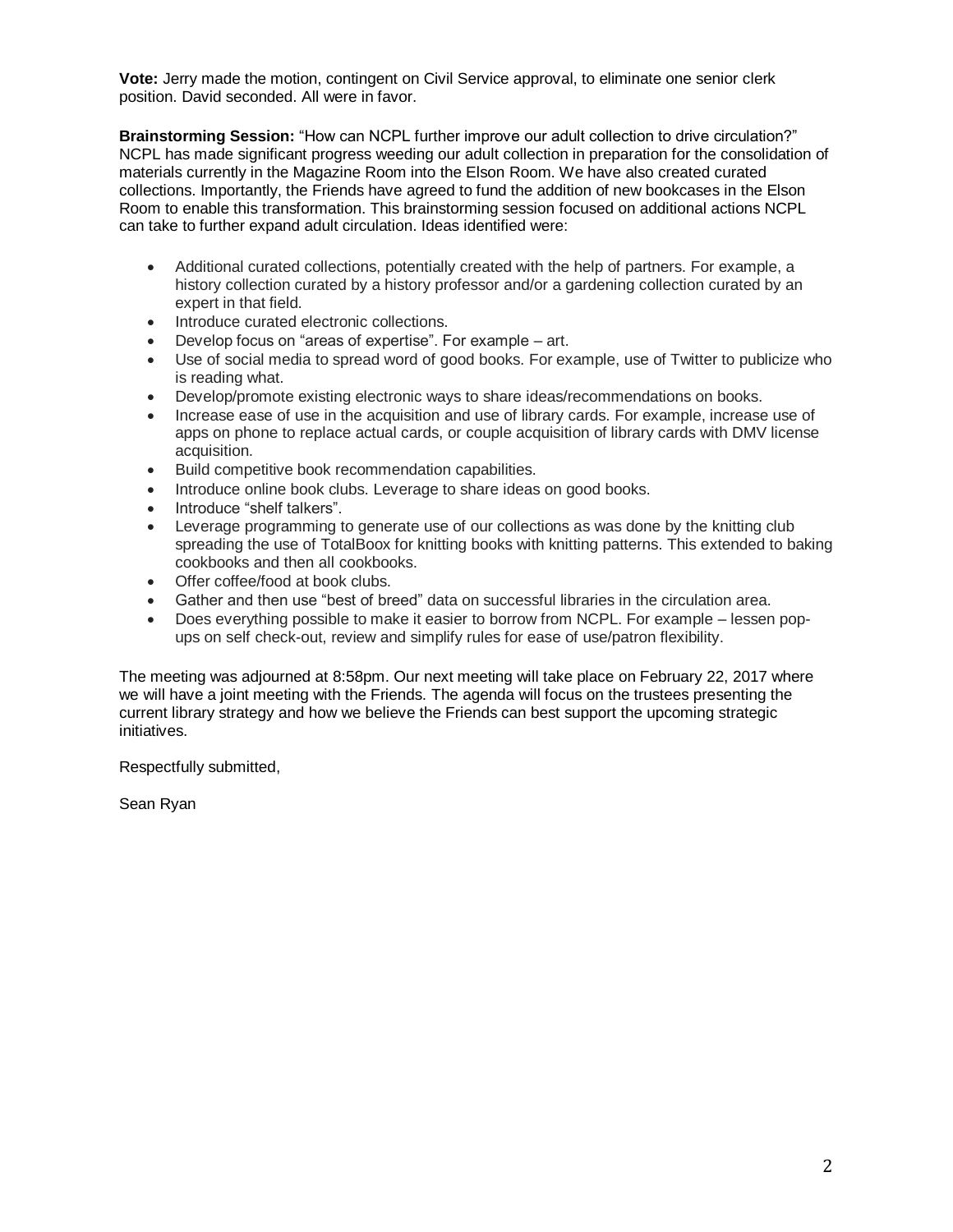**Vote:** Jerry made the motion, contingent on Civil Service approval, to eliminate one senior clerk position. David seconded. All were in favor.

**Brainstorming Session:** "How can NCPL further improve our adult collection to drive circulation?" NCPL has made significant progress weeding our adult collection in preparation for the consolidation of materials currently in the Magazine Room into the Elson Room. We have also created curated collections. Importantly, the Friends have agreed to fund the addition of new bookcases in the Elson Room to enable this transformation. This brainstorming session focused on additional actions NCPL can take to further expand adult circulation. Ideas identified were:

- Additional curated collections, potentially created with the help of partners. For example, a history collection curated by a history professor and/or a gardening collection curated by an expert in that field.
- Introduce curated electronic collections.
- Develop focus on "areas of expertise". For example – art.
- Use of social media to spread word of good books. For example, use of Twitter to publicize who is reading what.
- Develop/promote existing electronic ways to share ideas/recommendations on books.
- Increase ease of use in the acquisition and use of library cards. For example, increase use of apps on phone to replace actual cards, or couple acquisition of library cards with DMV license acquisition.
- Build competitive book recommendation capabilities.
- Introduce online book clubs. Leverage to share ideas on good books.
- Introduce "shelf talkers".
- Leverage programming to generate use of our collections as was done by the knitting club spreading the use of TotalBoox for knitting books with knitting patterns. This extended to baking cookbooks and then all cookbooks.
- Offer coffee/food at book clubs.
- Gather and then use "best of breed" data on successful libraries in the circulation area.
- Does everything possible to make it easier to borrow from NCPL. For example – lessen pop-ups on self check-out, review and simplify rules for ease of use/patron flexibility.

The meeting was adjourned at 8:58pm. Our next meeting will take place on February 22, 2017 where we will have a joint meeting with the Friends. The agenda will focus on the trustees presenting the current library strategy and how we believe the Friends can best support the upcoming strategic initiatives.

Respectfully submitted,

Sean Ryan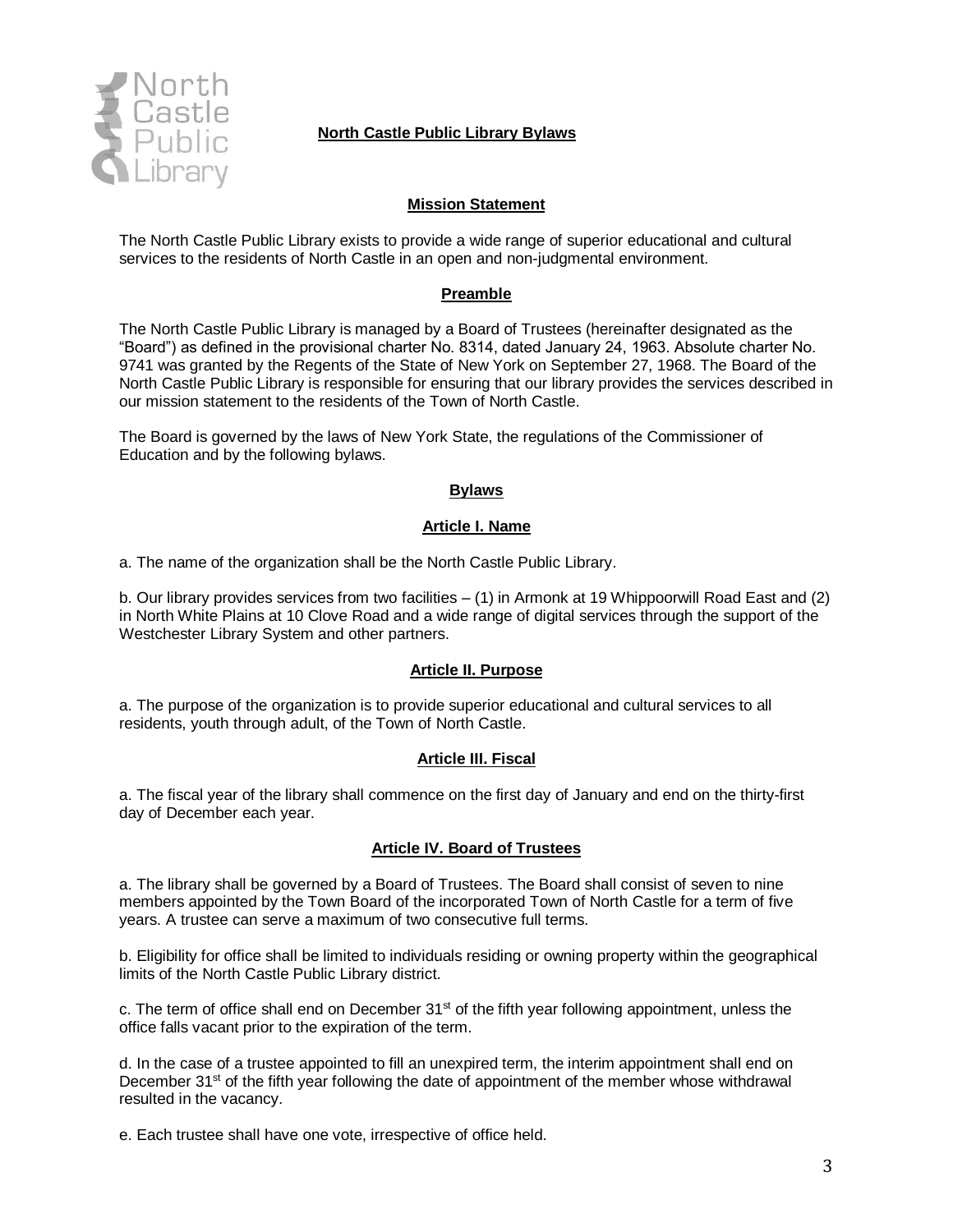# North Castle Public Library Bylaws

## Mission Statement

The North Castle Public Library exists to provide a wide range of superior educational and cultural services to the residents of North Castle in an open and non-judgmental environment.

## Preamble

The North Castle Public Library is managed by a Board of Trustees (hereinafter designated as the "Board") as defined in the provisional charter No. 8314, dated January 24, 1963. Absolute charter No. 9741 was granted by the Regents of the State of New York on September 27, 1968. The Board of the North Castle Public Library is responsible for ensuring that our library provides the services described in our mission statement to the residents of the Town of North Castle.

The Board is governed by the laws of New York State, the regulations of the Commissioner of Education and by the following bylaws.

## Bylaws

### Article I. Name

a. The name of the organization shall be the North Castle Public Library.

b. Our library provides services from two facilities – (1) in Armonk at 19 Whippoorwill Road East and (2) in North White Plains at 10 Clove Road and a wide range of digital services through the support of the Westchester Library System and other partners.

### Article II. Purpose

a. The purpose of the organization is to provide superior educational and cultural services to all residents, youth through adult, of the Town of North Castle.

### Article III. Fiscal

a. The fiscal year of the library shall commence on the first day of January and end on the thirty-first day of December each year.

### Article IV. Board of Trustees

a. The library shall be governed by a Board of Trustees. The Board shall consist of seven to nine members appointed by the Town Board of the incorporated Town of North Castle for a term of five years. A trustee can serve a maximum of two consecutive full terms.

b. Eligibility for office shall be limited to individuals residing or owning property within the geographical limits of the North Castle Public Library district.

c. The term of office shall end on December 31st of the fifth year following appointment, unless the office falls vacant prior to the expiration of the term.

d. In the case of a trustee appointed to fill an unexpired term, the interim appointment shall end on December 31st of the fifth year following the date of appointment of the member whose withdrawal resulted in the vacancy.

e. Each trustee shall have one vote, irrespective of office held.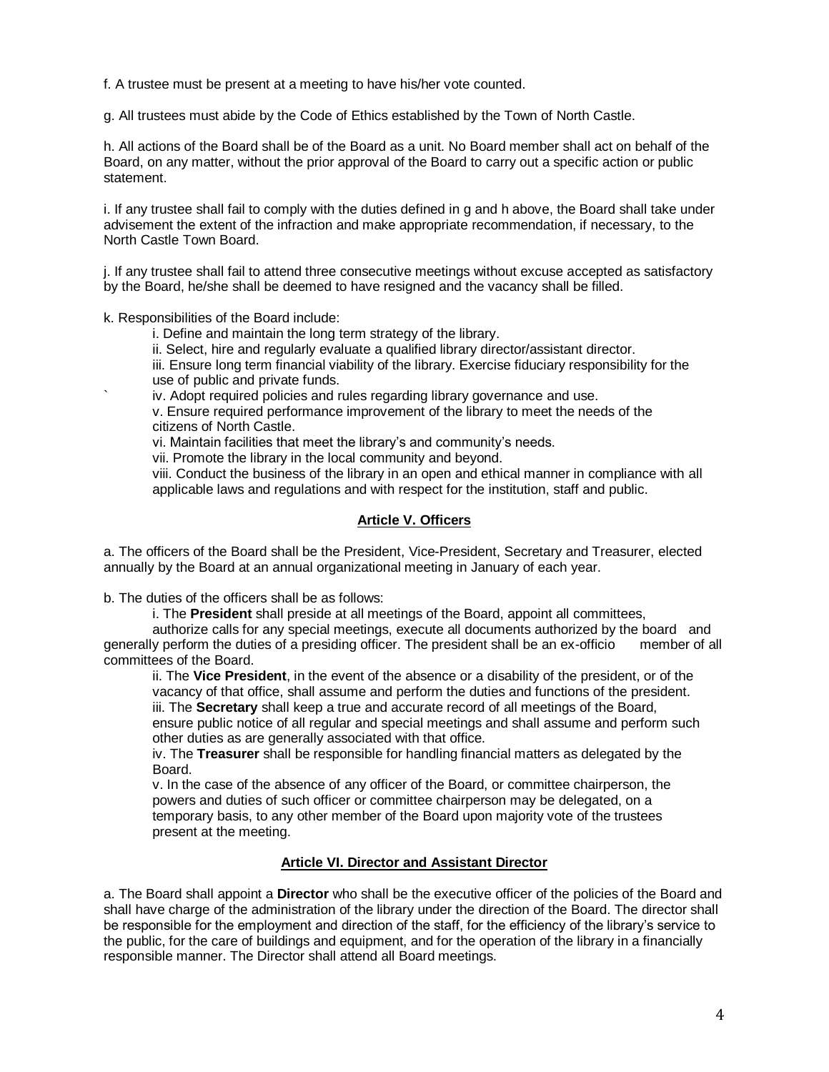f. A trustee must be present at a meeting to have his/her vote counted.

g. All trustees must abide by the Code of Ethics established by the Town of North Castle.

h. All actions of the Board shall be of the Board as a unit. No Board member shall act on behalf of the Board, on any matter, without the prior approval of the Board to carry out a specific action or public statement.

i. If any trustee shall fail to comply with the duties defined in g and h above, the Board shall take under advisement the extent of the infraction and make appropriate recommendation, if necessary, to the North Castle Town Board.

j. If any trustee shall fail to attend three consecutive meetings without excuse accepted as satisfactory by the Board, he/she shall be deemed to have resigned and the vacancy shall be filled.

k. Responsibilities of the Board include:

i. Define and maintain the long term strategy of the library.
ii. Select, hire and regularly evaluate a qualified library director/assistant director.
iii. Ensure long term financial viability of the library. Exercise fiduciary responsibility for the use of public and private funds.
iv. Adopt required policies and rules regarding library governance and use.
v. Ensure required performance improvement of the library to meet the needs of the citizens of North Castle.
vi. Maintain facilities that meet the library's and community's needs.
vii. Promote the library in the local community and beyond.
viii. Conduct the business of the library in an open and ethical manner in compliance with all applicable laws and regulations and with respect for the institution, staff and public.

## Article V. Officers

a. The officers of the Board shall be the President, Vice-President, Secretary and Treasurer, elected annually by the Board at an annual organizational meeting in January of each year.

b. The duties of the officers shall be as follows:

i. The **President** shall preside at all meetings of the Board, appoint all committees, authorize calls for any special meetings, execute all documents authorized by the board and generally perform the duties of a presiding officer. The president shall be an ex-officio member of all committees of the Board.

ii. The **Vice President**, in the event of the absence or a disability of the president, or of the vacancy of that office, shall assume and perform the duties and functions of the president.

iii. The **Secretary** shall keep a true and accurate record of all meetings of the Board, ensure public notice of all regular and special meetings and shall assume and perform such other duties as are generally associated with that office.

iv. The **Treasurer** shall be responsible for handling financial matters as delegated by the Board.

v. In the case of the absence of any officer of the Board, or committee chairperson, the powers and duties of such officer or committee chairperson may be delegated, on a temporary basis, to any other member of the Board upon majority vote of the trustees present at the meeting.

## Article VI. Director and Assistant Director

a. The Board shall appoint a **Director** who shall be the executive officer of the policies of the Board and shall have charge of the administration of the library under the direction of the Board. The director shall be responsible for the employment and direction of the staff, for the efficiency of the library's service to the public, for the care of buildings and equipment, and for the operation of the library in a financially responsible manner. The Director shall attend all Board meetings.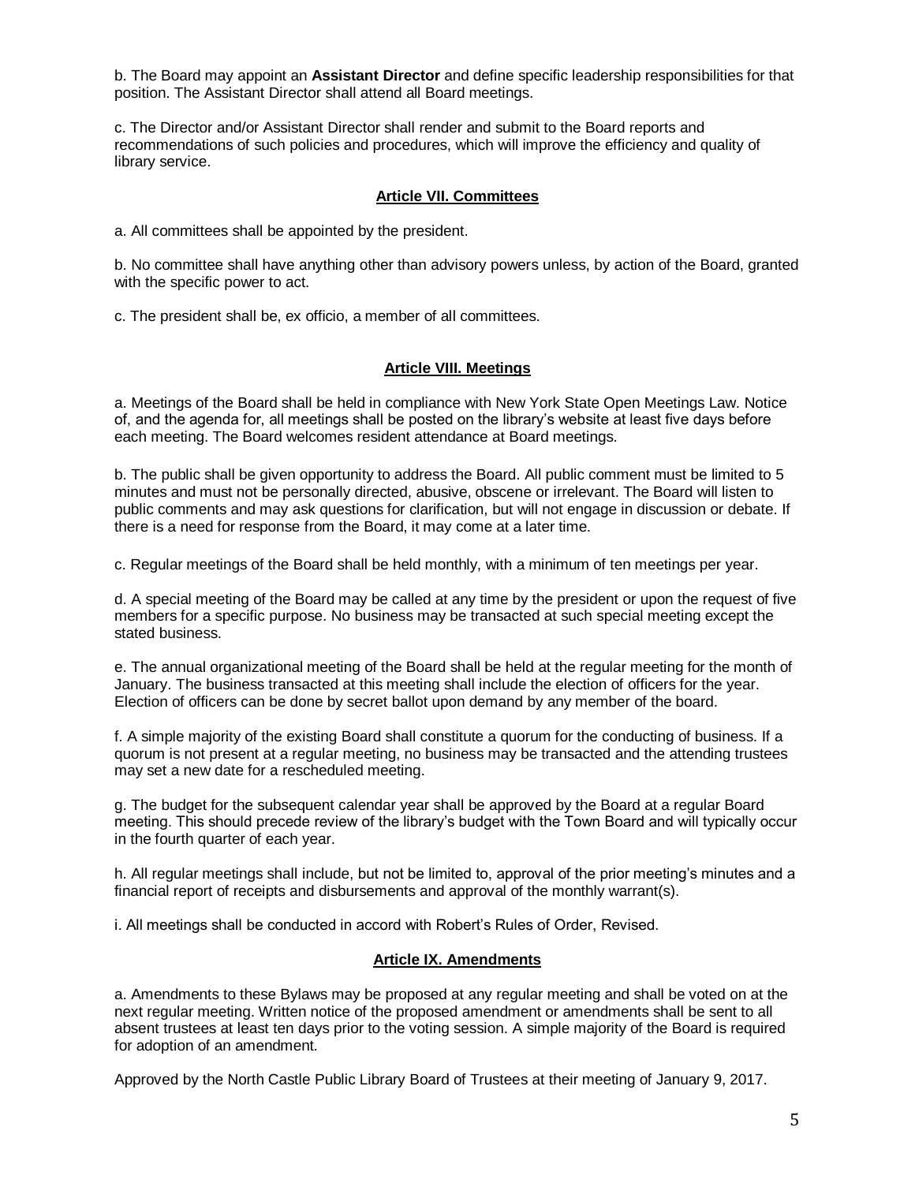b. The Board may appoint an **Assistant Director** and define specific leadership responsibilities for that position. The Assistant Director shall attend all Board meetings.

c. The Director and/or Assistant Director shall render and submit to the Board reports and recommendations of such policies and procedures, which will improve the efficiency and quality of library service.

## Article VII. Committees

a. All committees shall be appointed by the president.

b. No committee shall have anything other than advisory powers unless, by action of the Board, granted with the specific power to act.

c. The president shall be, ex officio, a member of all committees.

## Article VIII. Meetings

a. Meetings of the Board shall be held in compliance with New York State Open Meetings Law. Notice of, and the agenda for, all meetings shall be posted on the library's website at least five days before each meeting. The Board welcomes resident attendance at Board meetings.

b. The public shall be given opportunity to address the Board. All public comment must be limited to 5 minutes and must not be personally directed, abusive, obscene or irrelevant. The Board will listen to public comments and may ask questions for clarification, but will not engage in discussion or debate. If there is a need for response from the Board, it may come at a later time.

c. Regular meetings of the Board shall be held monthly, with a minimum of ten meetings per year.

d. A special meeting of the Board may be called at any time by the president or upon the request of five members for a specific purpose. No business may be transacted at such special meeting except the stated business.

e. The annual organizational meeting of the Board shall be held at the regular meeting for the month of January. The business transacted at this meeting shall include the election of officers for the year. Election of officers can be done by secret ballot upon demand by any member of the board.

f. A simple majority of the existing Board shall constitute a quorum for the conducting of business. If a quorum is not present at a regular meeting, no business may be transacted and the attending trustees may set a new date for a rescheduled meeting.

g. The budget for the subsequent calendar year shall be approved by the Board at a regular Board meeting. This should precede review of the library's budget with the Town Board and will typically occur in the fourth quarter of each year.

h. All regular meetings shall include, but not be limited to, approval of the prior meeting's minutes and a financial report of receipts and disbursements and approval of the monthly warrant(s).

i. All meetings shall be conducted in accord with Robert's Rules of Order, Revised.

## Article IX. Amendments

a. Amendments to these Bylaws may be proposed at any regular meeting and shall be voted on at the next regular meeting. Written notice of the proposed amendment or amendments shall be sent to all absent trustees at least ten days prior to the voting session. A simple majority of the Board is required for adoption of an amendment.

Approved by the North Castle Public Library Board of Trustees at their meeting of January 9, 2017.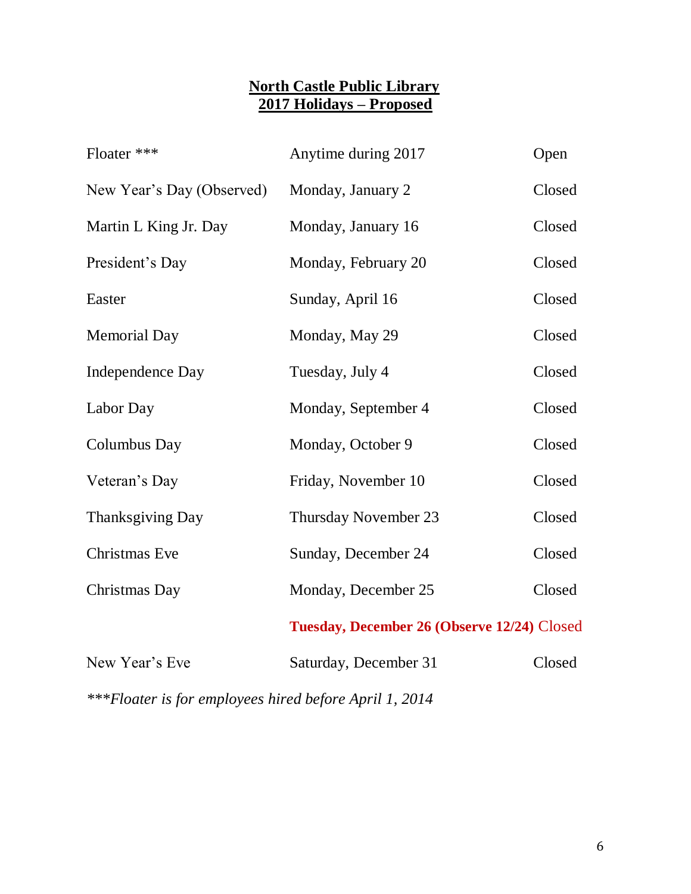**North Castle Public Library**
**2017 Holidays – Proposed**

| Holiday | Date | Status |
|---|---|---|
| Floater *** | Anytime during 2017 | Open |
| New Year's Day (Observed) | Monday, January 2 | Closed |
| Martin L King Jr. Day | Monday, January 16 | Closed |
| President's Day | Monday, February 20 | Closed |
| Easter | Sunday, April 16 | Closed |
| Memorial Day | Monday, May 29 | Closed |
| Independence Day | Tuesday, July 4 | Closed |
| Labor Day | Monday, September 4 | Closed |
| Columbus Day | Monday, October 9 | Closed |
| Veteran's Day | Friday, November 10 | Closed |
| Thanksgiving Day | Thursday November 23 | Closed |
| Christmas Eve | Sunday, December 24 | Closed |
| Christmas Day | Monday, December 25 | Closed |
| | **Tuesday, December 26 (Observe 12/24)** | Closed |
| New Year's Eve | Saturday, December 31 | Closed |

****Floater is for employees hired before April 1, 2014*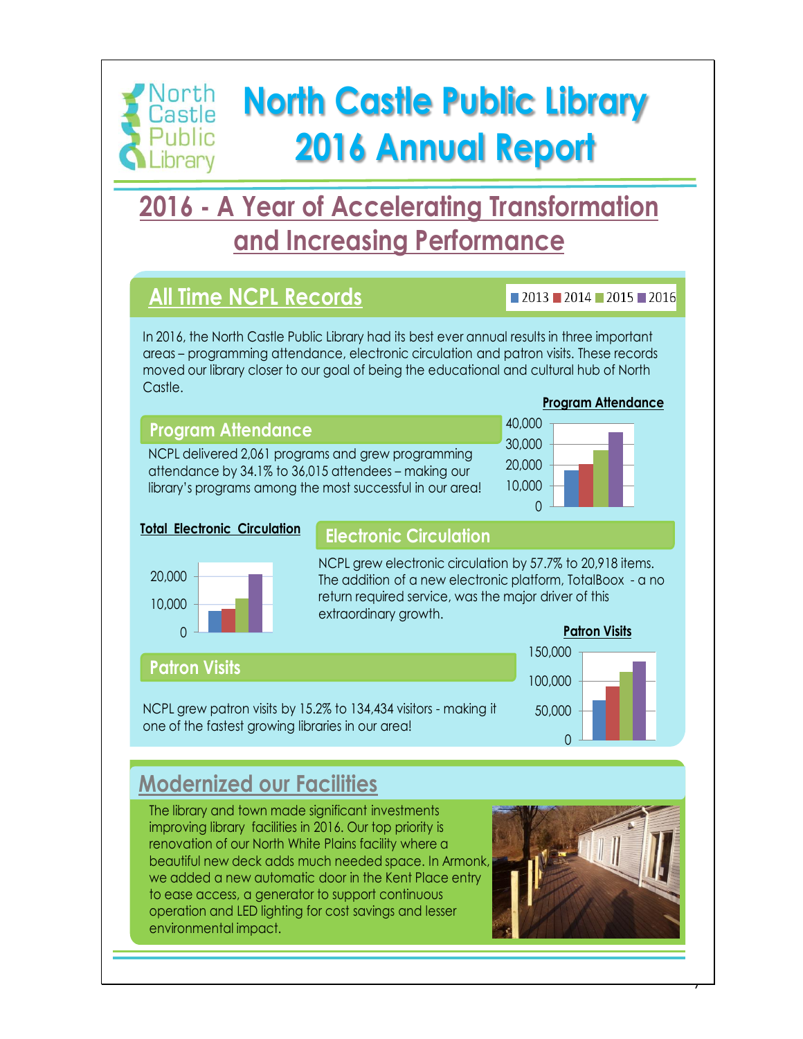# North Castle Public Library 2016 Annual Report

## 2016 - A Year of Accelerating Transformation and Increasing Performance

## All Time NCPL Records

2013 2014 2015 2016

In 2016, the North Castle Public Library had its best ever annual results in three important areas – programming attendance, electronic circulation and patron visits. These records moved our library closer to our goal of being the educational and cultural hub of North Castle.

### Program Attendance

NCPL delivered 2,061 programs and grew programming attendance by 34.1% to 36,015 attendees – making our library's programs among the most successful in our area!

**Program Attendance**

### Electronic Circulation

**Total Electronic Circulation**

NCPL grew electronic circulation by 57.7% to 20,918 items. The addition of a new electronic platform, TotalBoox - a no return required service, was the major driver of this extraordinary growth.

### Patron Visits

**Patron Visits**

NCPL grew patron visits by 15.2% to 134,434 visitors - making it one of the fastest growing libraries in our area!

## Modernized our Facilities

The library and town made significant investments improving library facilities in 2016. Our top priority is renovation of our North White Plains facility where a beautiful new deck adds much needed space. In Armonk, we added a new automatic door in the Kent Place entry to ease access, a generator to support continuous operation and LED lighting for cost savings and lesser environmental impact.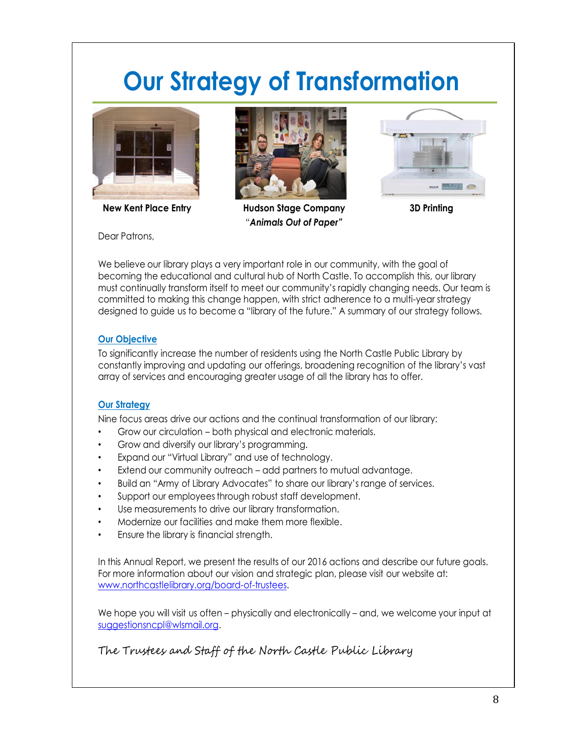# Our Strategy of Transformation

**New Kent Place Entry**

**Hudson Stage Company**
"***Animals Out of Paper"***

**3D Printing**

Dear Patrons,

We believe our library plays a very important role in our community, with the goal of becoming the educational and cultural hub of North Castle. To accomplish this, our library must continually transform itself to meet our community's rapidly changing needs. Our team is committed to making this change happen, with strict adherence to a multi-year strategy designed to guide us to become a "library of the future." A summary of our strategy follows.

## Our Objective

To significantly increase the number of residents using the North Castle Public Library by constantly improving and updating our offerings, broadening recognition of the library's vast array of services and encouraging greater usage of all the library has to offer.

## Our Strategy

Nine focus areas drive our actions and the continual transformation of our library:

- Grow our circulation – both physical and electronic materials.
- Grow and diversify our library's programming.
- Expand our "Virtual Library" and use of technology.
- Extend our community outreach – add partners to mutual advantage.
- Build an "Army of Library Advocates" to share our library's range of services.
- Support our employees through robust staff development.
- Use measurements to drive our library transformation.
- Modernize our facilities and make them more flexible.
- Ensure the library is financial strength.

In this Annual Report, we present the results of our 2016 actions and describe our future goals. For more information about our vision and strategic plan, please visit our website at: www.northcastlelibrary.org/board-of-trustees.

We hope you will visit us often – physically and electronically – and, we welcome your input at suggestionsncpl@wlsmail.org.

*The Trustees and Staff of the North Castle Public Library*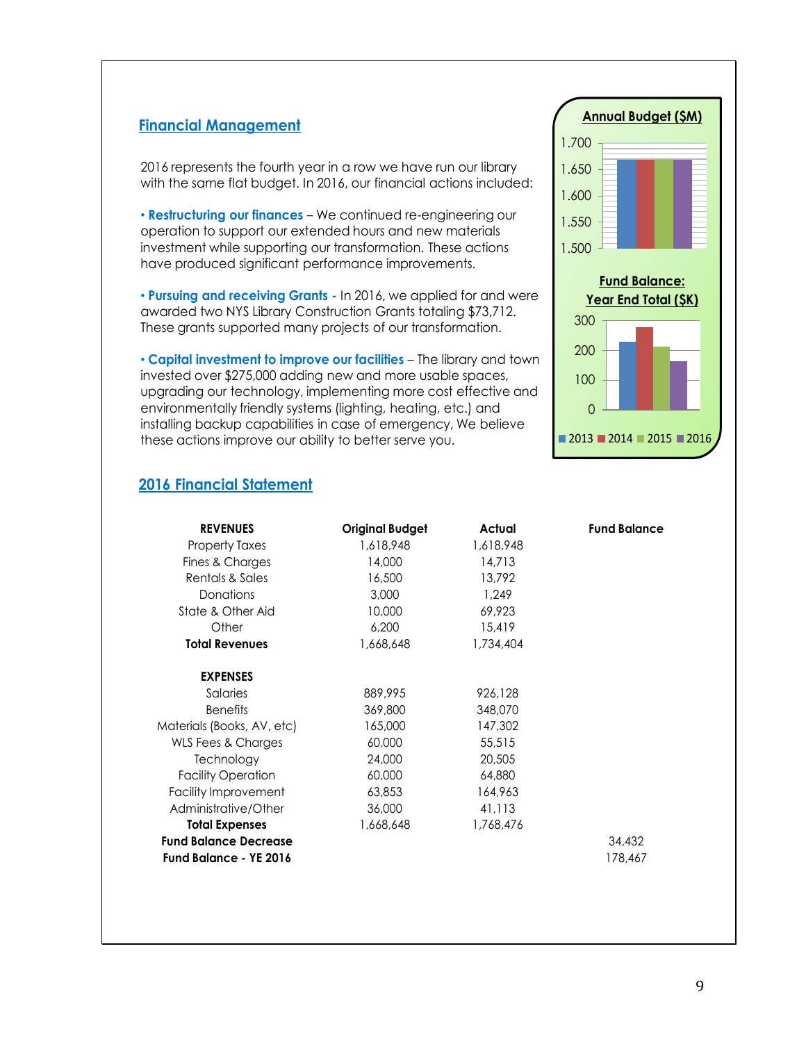## Financial Management

2016 represents the fourth year in a row we have run our library with the same flat budget. In 2016, our financial actions included:

- **Restructuring our finances** – We continued re-engineering our operation to support our extended hours and new materials investment while supporting our transformation. These actions have produced significant performance improvements.
- **Pursuing and receiving Grants -** In 2016, we applied for and were awarded two NYS Library Construction Grants totaling $73,712. These grants supported many projects of our transformation.
- **Capital investment to improve our facilities** – The library and town invested over $275,000 adding new and more usable spaces, upgrading our technology, implementing more cost effective and environmentally friendly systems (lighting, heating, etc.) and installing backup capabilities in case of emergency, We believe these actions improve our ability to better serve you.

**Annual Budget ($M)**

**Fund Balance: Year End Total ($K)**

2013 2014 2015 2016

## 2016 Financial Statement

| **REVENUES** | **Original Budget** | **Actual** | **Fund Balance** |
|---|---|---|---|
| Property Taxes | 1,618,948 | 1,618,948 | |
| Fines & Charges | 14,000 | 14,713 | |
| Rentals & Sales | 16,500 | 13,792 | |
| Donations | 3,000 | 1,249 | |
| State & Other Aid | 10,000 | 69,923 | |
| Other | 6,200 | 15,419 | |
| **Total Revenues** | 1,668,648 | 1,734,404 | |
| **EXPENSES** | | | |
| Salaries | 889,995 | 926,128 | |
| Benefits | 369,800 | 348,070 | |
| Materials (Books, AV, etc) | 165,000 | 147,302 | |
| WLS Fees & Charges | 60,000 | 55,515 | |
| Technology | 24,000 | 20,505 | |
| Facility Operation | 60,000 | 64,880 | |
| Facility Improvement | 63,853 | 164,963 | |
| Administrative/Other | 36,000 | 41,113 | |
| **Total Expenses** | 1,668,648 | 1,768,476 | |
| **Fund Balance Decrease** | | | 34,432 |
| **Fund Balance - YE 2016** | | | 178,467 |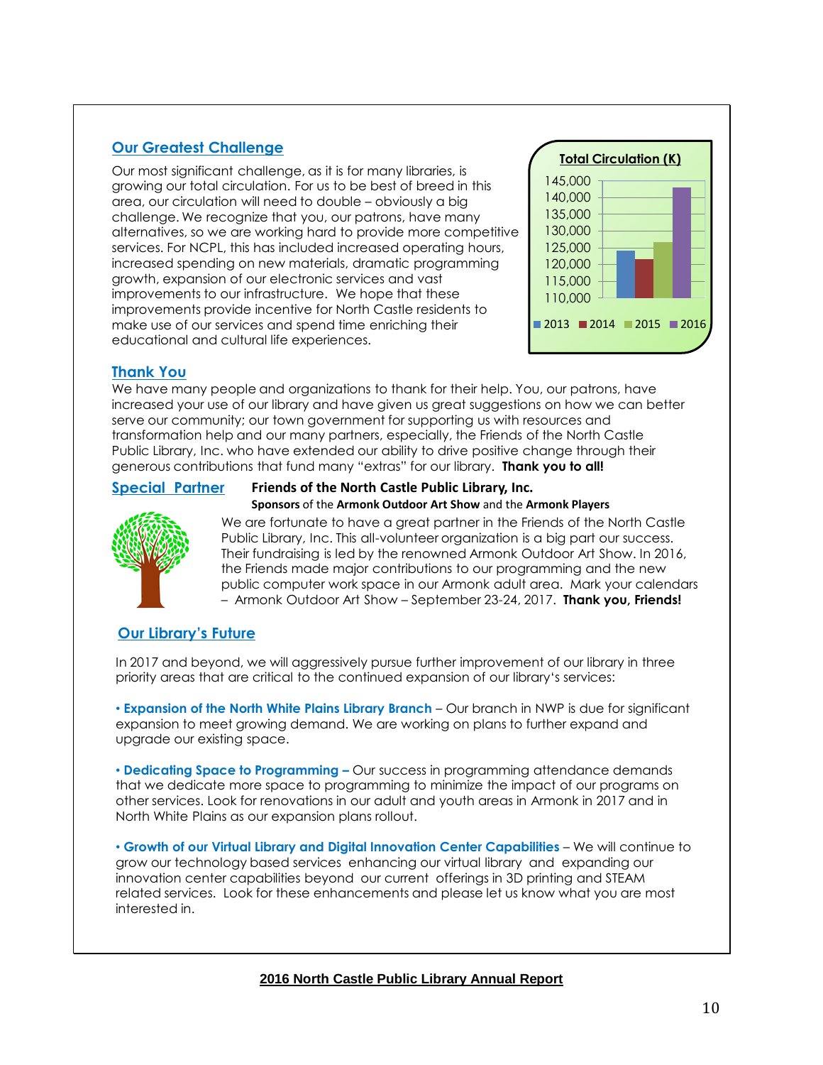## Our Greatest Challenge

Our most significant challenge, as it is for many libraries, is growing our total circulation. For us to be best of breed in this area, our circulation will need to double – obviously a big challenge. We recognize that you, our patrons, have many alternatives, so we are working hard to provide more competitive services. For NCPL, this has included increased operating hours, increased spending on new materials, dramatic programming growth, expansion of our electronic services and vast improvements to our infrastructure. We hope that these improvements provide incentive for North Castle residents to make use of our services and spend time enriching their educational and cultural life experiences.

**Total Circulation (K)**

145,000
140,000
135,000
130,000
125,000
120,000
115,000
110,000

2013 2014 2015 2016

## Thank You

We have many people and organizations to thank for their help. You, our patrons, have increased your use of our library and have given us great suggestions on how we can better serve our community; our town government for supporting us with resources and transformation help and our many partners, especially, the Friends of the North Castle Public Library, Inc. who have extended our ability to drive positive change through their generous contributions that fund many "extras" for our library. **Thank you to all!**

## Special Partner

**Friends of the North Castle Public Library, Inc.**

**Sponsors** of the **Armonk Outdoor Art Show** and the **Armonk Players**

We are fortunate to have a great partner in the Friends of the North Castle Public Library, Inc. This all-volunteer organization is a big part our success. Their fundraising is led by the renowned Armonk Outdoor Art Show. In 2016, the Friends made major contributions to our programming and the new public computer work space in our Armonk adult area. Mark your calendars – Armonk Outdoor Art Show – September 23-24, 2017. **Thank you, Friends!**

## Our Library's Future

In 2017 and beyond, we will aggressively pursue further improvement of our library in three priority areas that are critical to the continued expansion of our library's services:

• **Expansion of the North White Plains Library Branch** – Our branch in NWP is due for significant expansion to meet growing demand. We are working on plans to further expand and upgrade our existing space.

• **Dedicating Space to Programming –** Our success in programming attendance demands that we dedicate more space to programming to minimize the impact of our programs on other services. Look for renovations in our adult and youth areas in Armonk in 2017 and in North White Plains as our expansion plans rollout.

• **Growth of our Virtual Library and Digital Innovation Center Capabilities** – We will continue to grow our technology based services enhancing our virtual library and expanding our innovation center capabilities beyond our current offerings in 3D printing and STEAM related services. Look for these enhancements and please let us know what you are most interested in.

**2016 North Castle Public Library Annual Report**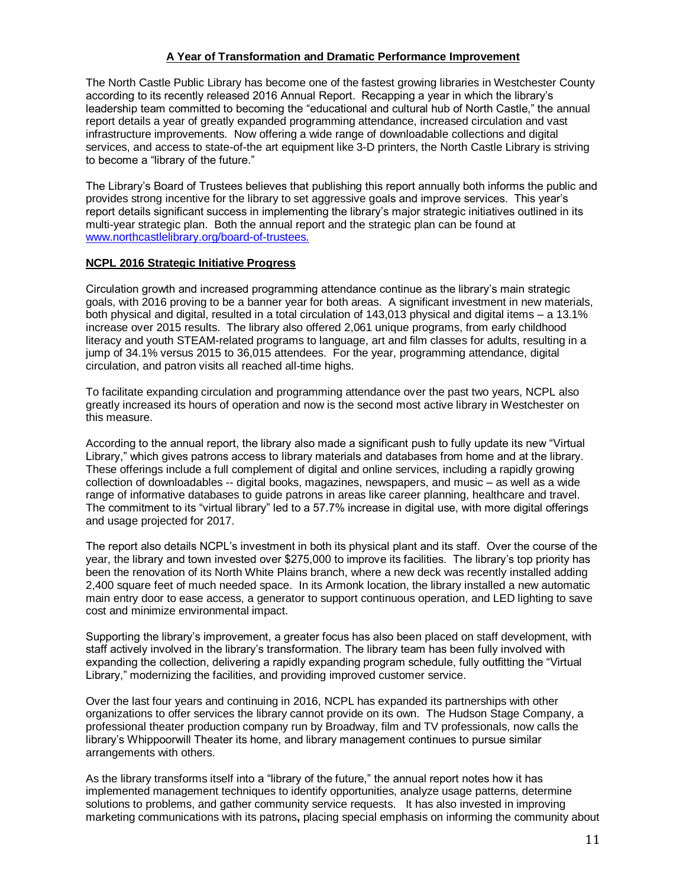## A Year of Transformation and Dramatic Performance Improvement

The North Castle Public Library has become one of the fastest growing libraries in Westchester County according to its recently released 2016 Annual Report. Recapping a year in which the library's leadership team committed to becoming the "educational and cultural hub of North Castle," the annual report details a year of greatly expanded programming attendance, increased circulation and vast infrastructure improvements. Now offering a wide range of downloadable collections and digital services, and access to state-of-the art equipment like 3-D printers, the North Castle Library is striving to become a "library of the future."

The Library's Board of Trustees believes that publishing this report annually both informs the public and provides strong incentive for the library to set aggressive goals and improve services. This year's report details significant success in implementing the library's major strategic initiatives outlined in its multi-year strategic plan. Both the annual report and the strategic plan can be found at www.northcastlelibrary.org/board-of-trustees.

### NCPL 2016 Strategic Initiative Progress

Circulation growth and increased programming attendance continue as the library's main strategic goals, with 2016 proving to be a banner year for both areas. A significant investment in new materials, both physical and digital, resulted in a total circulation of 143,013 physical and digital items – a 13.1% increase over 2015 results. The library also offered 2,061 unique programs, from early childhood literacy and youth STEAM-related programs to language, art and film classes for adults, resulting in a jump of 34.1% versus 2015 to 36,015 attendees. For the year, programming attendance, digital circulation, and patron visits all reached all-time highs.

To facilitate expanding circulation and programming attendance over the past two years, NCPL also greatly increased its hours of operation and now is the second most active library in Westchester on this measure.

According to the annual report, the library also made a significant push to fully update its new "Virtual Library," which gives patrons access to library materials and databases from home and at the library. These offerings include a full complement of digital and online services, including a rapidly growing collection of downloadables -- digital books, magazines, newspapers, and music – as well as a wide range of informative databases to guide patrons in areas like career planning, healthcare and travel. The commitment to its "virtual library" led to a 57.7% increase in digital use, with more digital offerings and usage projected for 2017.

The report also details NCPL's investment in both its physical plant and its staff. Over the course of the year, the library and town invested over $275,000 to improve its facilities. The library's top priority has been the renovation of its North White Plains branch, where a new deck was recently installed adding 2,400 square feet of much needed space. In its Armonk location, the library installed a new automatic main entry door to ease access, a generator to support continuous operation, and LED lighting to save cost and minimize environmental impact.

Supporting the library's improvement, a greater focus has also been placed on staff development, with staff actively involved in the library's transformation. The library team has been fully involved with expanding the collection, delivering a rapidly expanding program schedule, fully outfitting the "Virtual Library," modernizing the facilities, and providing improved customer service.

Over the last four years and continuing in 2016, NCPL has expanded its partnerships with other organizations to offer services the library cannot provide on its own. The Hudson Stage Company, a professional theater production company run by Broadway, film and TV professionals, now calls the library's Whippoorwill Theater its home, and library management continues to pursue similar arrangements with others.

As the library transforms itself into a "library of the future," the annual report notes how it has implemented management techniques to identify opportunities, analyze usage patterns, determine solutions to problems, and gather community service requests. It has also invested in improving marketing communications with its patrons**,** placing special emphasis on informing the community about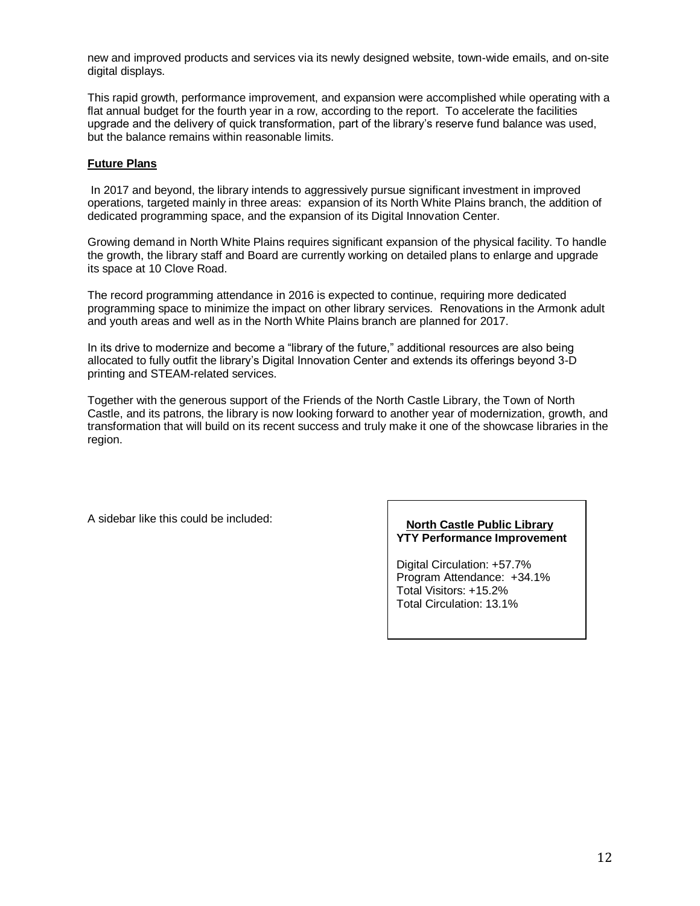new and improved products and services via its newly designed website, town-wide emails, and on-site digital displays.

This rapid growth, performance improvement, and expansion were accomplished while operating with a flat annual budget for the fourth year in a row, according to the report. To accelerate the facilities upgrade and the delivery of quick transformation, part of the library's reserve fund balance was used, but the balance remains within reasonable limits.

**Future Plans**

In 2017 and beyond, the library intends to aggressively pursue significant investment in improved operations, targeted mainly in three areas: expansion of its North White Plains branch, the addition of dedicated programming space, and the expansion of its Digital Innovation Center.

Growing demand in North White Plains requires significant expansion of the physical facility. To handle the growth, the library staff and Board are currently working on detailed plans to enlarge and upgrade its space at 10 Clove Road.

The record programming attendance in 2016 is expected to continue, requiring more dedicated programming space to minimize the impact on other library services. Renovations in the Armonk adult and youth areas and well as in the North White Plains branch are planned for 2017.

In its drive to modernize and become a "library of the future," additional resources are also being allocated to fully outfit the library's Digital Innovation Center and extends its offerings beyond 3-D printing and STEAM-related services.

Together with the generous support of the Friends of the North Castle Library, the Town of North Castle, and its patrons, the library is now looking forward to another year of modernization, growth, and transformation that will build on its recent success and truly make it one of the showcase libraries in the region.

A sidebar like this could be included:

**North Castle Public Library**
**YTY Performance Improvement**

Digital Circulation: +57.7%
Program Attendance: +34.1%
Total Visitors: +15.2%
Total Circulation: 13.1%